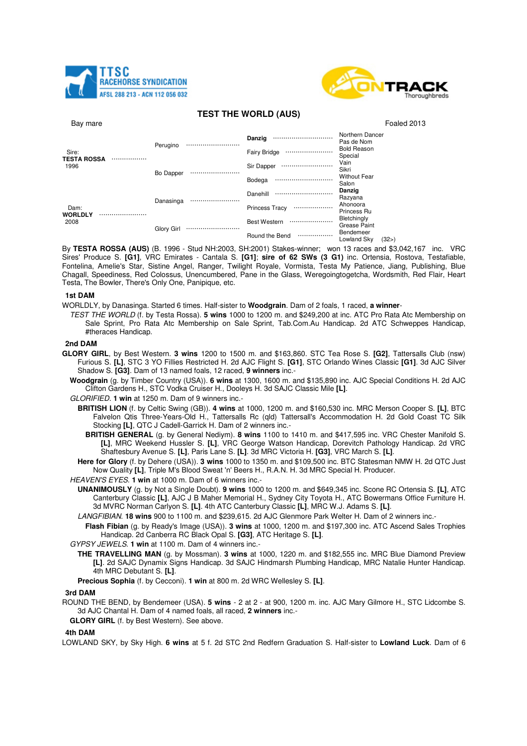TTSC RACEHORSE SYNDICATION
AFSL 288 213 - ACN 112 056 032

ONTRACK Thoroughbreds

# TEST THE WORLD (AUS)

Bay mare | Foaled 2013

| | | | |
|---|---|---|---|
| Sire: **TESTA ROSSA** 1996 | Perugino | **Danzig** | Northern Dancer |
| | | | Pas de Nom |
| | | Fairy Bridge | Bold Reason |
| | | | Special |
| | Bo Dapper | Sir Dapper | Vain |
| | | | Sikri |
| | | Bodega | Without Fear |
| | | | Salon |
| Dam: **WORLDLY** 2008 | Danasinga | Danehill | **Danzig** |
| | | | Razyana |
| | | Princess Tracy | Ahonoora |
| | | | Princess Ru |
| | Glory Girl | Best Western | Bletchingly |
| | | | Grease Paint |
| | | Round the Bend | Bendemeer |
| | | | Lowland Sky (32>) |

By **TESTA ROSSA (AUS)** (B. 1996 - Stud NH:2003, SH:2001) Stakes-winner; won 13 races and $3,042,167 inc. VRC Sires' Produce S. **[G1]**, VRC Emirates - Cantala S. **[G1]**; **sire of 62 SWs (3 G1)** inc. Ortensia, Rostova, Testafiable, Fontelina, Amelie's Star, Sistine Angel, Ranger, Twilight Royale, Vormista, Testa My Patience, Jiang, Publishing, Blue Chagall, Speediness, Red Colossus, Unencumbered, Pane in the Glass, Weregoingtogetcha, Wordsmith, Red Flair, Heart Testa, The Bowler, There's Only One, Panipique, etc.

### 1st DAM

WORLDLY, by Danasinga. Started 6 times. Half-sister to **Woodgrain**. Dam of 2 foals, 1 raced, **a winner**-

*TEST THE WORLD* (f. by Testa Rossa). **5 wins** 1000 to 1200 m. and $249,200 at inc. ATC Pro Rata Atc Membership on Sale Sprint, Pro Rata Atc Membership on Sale Sprint, Tab.Com.Au Handicap. 2d ATC Schweppes Handicap, #theraces Handicap.

### 2nd DAM

**GLORY GIRL**, by Best Western. **3 wins** 1200 to 1500 m. and $163,860. STC Tea Rose S. **[G2]**, Tattersalls Club (nsw) Furious S. **[L]**, STC 3 YO Fillies Restricted H. 2d AJC Flight S. **[G1]**, STC Orlando Wines Classic **[G1]**. 3d AJC Silver Shadow S. **[G3]**. Dam of 13 named foals, 12 raced, **9 winners** inc.-

**Woodgrain** (g. by Timber Country (USA)). **6 wins** at 1300, 1600 m. and $135,890 inc. AJC Special Conditions H. 2d AJC Clifton Gardens H., STC Vodka Cruiser H., Dooleys H. 3d SAJC Classic Mile **[L]**.

*GLORIFIED*. **1 win** at 1250 m. Dam of 9 winners inc.-

**BRITISH LION** (f. by Celtic Swing (GB)). **4 wins** at 1000, 1200 m. and $160,530 inc. MRC Merson Cooper S. **[L]**, BTC Falvelon Qtis Three-Years-Old H., Tattersalls Rc (qld) Tattersall's Accommodation H. 2d Gold Coast TC Silk Stocking **[L]**, QTC J Cadell-Garrick H. Dam of 2 winners inc.-

**BRITISH GENERAL** (g. by General Nediym). **8 wins** 1100 to 1410 m. and $417,595 inc. VRC Chester Manifold S. **[L]**, MRC Weekend Hussler S. **[L]**, VRC George Watson Handicap, Dorevitch Pathology Handicap. 2d VRC Shaftesbury Avenue S. **[L]**, Paris Lane S. **[L]**. 3d MRC Victoria H. **[G3]**, VRC March S. **[L]**.

**Here for Glory** (f. by Dehere (USA)). **3 wins** 1000 to 1350 m. and $109,500 inc. BTC Statesman NMW H. 2d QTC Just Now Quality **[L]**, Triple M's Blood Sweat 'n' Beers H., R.A.N. H. 3d MRC Special H. Producer.

*HEAVEN'S EYES*. **1 win** at 1000 m. Dam of 6 winners inc.-

**UNANIMOUSLY** (g. by Not a Single Doubt). **9 wins** 1000 to 1200 m. and $649,345 inc. Scone RC Ortensia S. **[L]**, ATC Canterbury Classic **[L]**, AJC J B Maher Memorial H., Sydney City Toyota H., ATC Bowermans Office Furniture H. 3d MVRC Norman Carlyon S. **[L]**. 4th ATC Canterbury Classic **[L]**, MRC W.J. Adams S. **[L]**.

*LANGFIBIAN*. **18 wins** 900 to 1100 m. and $239,615. 2d AJC Glenmore Park Welter H. Dam of 2 winners inc.-

**Flash Fibian** (g. by Ready's Image (USA)). **3 wins** at 1000, 1200 m. and $197,300 inc. ATC Ascend Sales Trophies Handicap. 2d Canberra RC Black Opal S. **[G3]**, ATC Heritage S. **[L]**.

*GYPSY JEWELS*. **1 win** at 1100 m. Dam of 4 winners inc.-

**THE TRAVELLING MAN** (g. by Mossman). **3 wins** at 1000, 1220 m. and $182,555 inc. MRC Blue Diamond Preview **[L]**. 2d SAJC Dynamix Signs Handicap. 3d SAJC Hindmarsh Plumbing Handicap, MRC Natalie Hunter Handicap. 4th MRC Debutant S. **[L]**.

**Precious Sophia** (f. by Cecconi). **1 win** at 800 m. 2d WRC Wellesley S. **[L]**.

### 3rd DAM

ROUND THE BEND, by Bendemeer (USA). **5 wins** - 2 at 2 - at 900, 1200 m. inc. AJC Mary Gilmore H., STC Lidcombe S. 3d AJC Chantal H. Dam of 4 named foals, all raced, **2 winners** inc.-

**GLORY GIRL** (f. by Best Western). See above.

### 4th DAM

LOWLAND SKY, by Sky High. **6 wins** at 5 f. 2d STC 2nd Redfern Graduation S. Half-sister to **Lowland Luck**. Dam of 6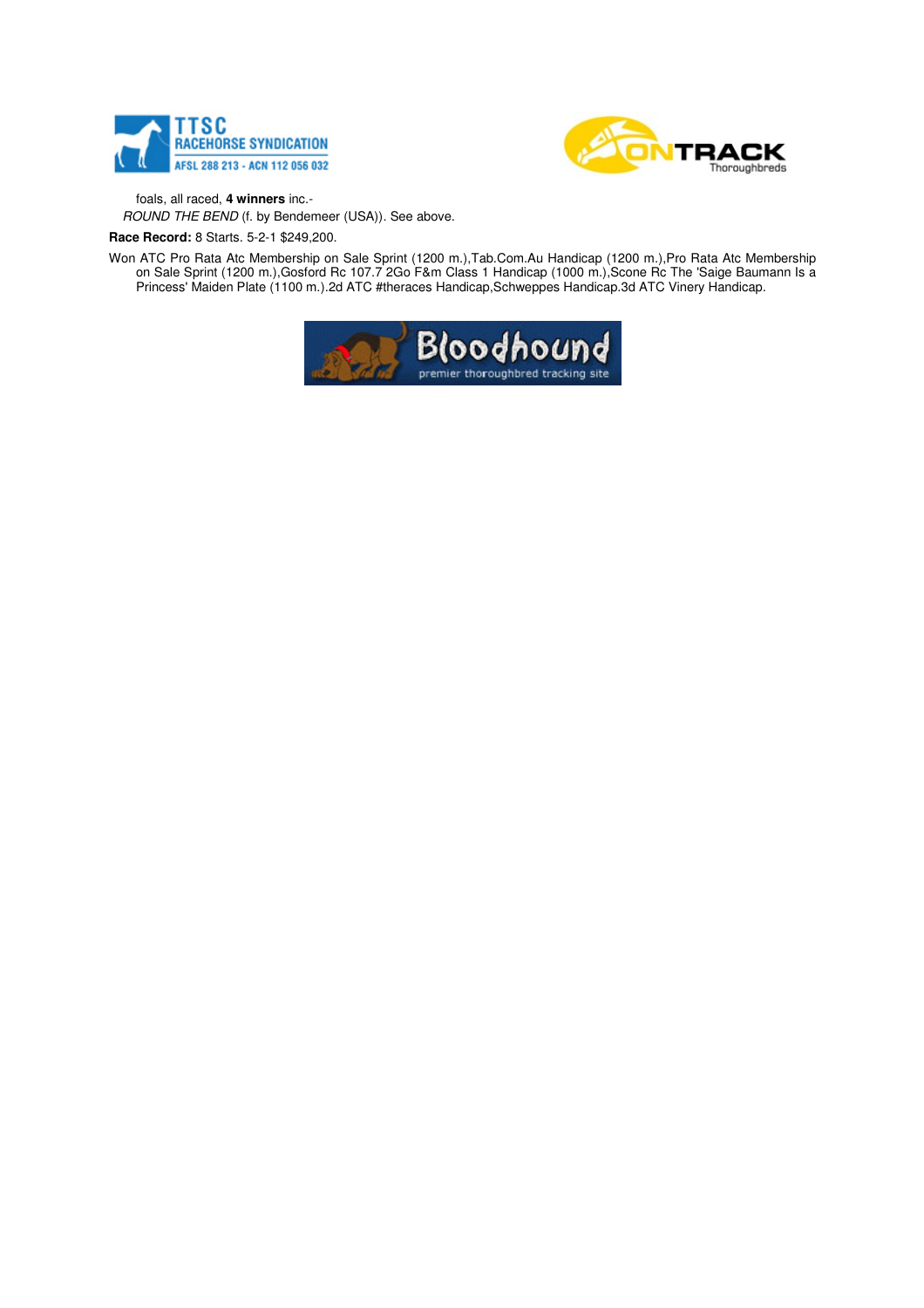foals, all raced, **4 winners** inc.-

*ROUND THE BEND* (f. by Bendemeer (USA)). See above.

**Race Record:** 8 Starts. 5-2-1 $249,200.

Won ATC Pro Rata Atc Membership on Sale Sprint (1200 m.),Tab.Com.Au Handicap (1200 m.),Pro Rata Atc Membership on Sale Sprint (1200 m.),Gosford Rc 107.7 2Go F&m Class 1 Handicap (1000 m.),Scone Rc The 'Saige Baumann Is a Princess' Maiden Plate (1100 m.).2d ATC #theraces Handicap,Schweppes Handicap.3d ATC Vinery Handicap.